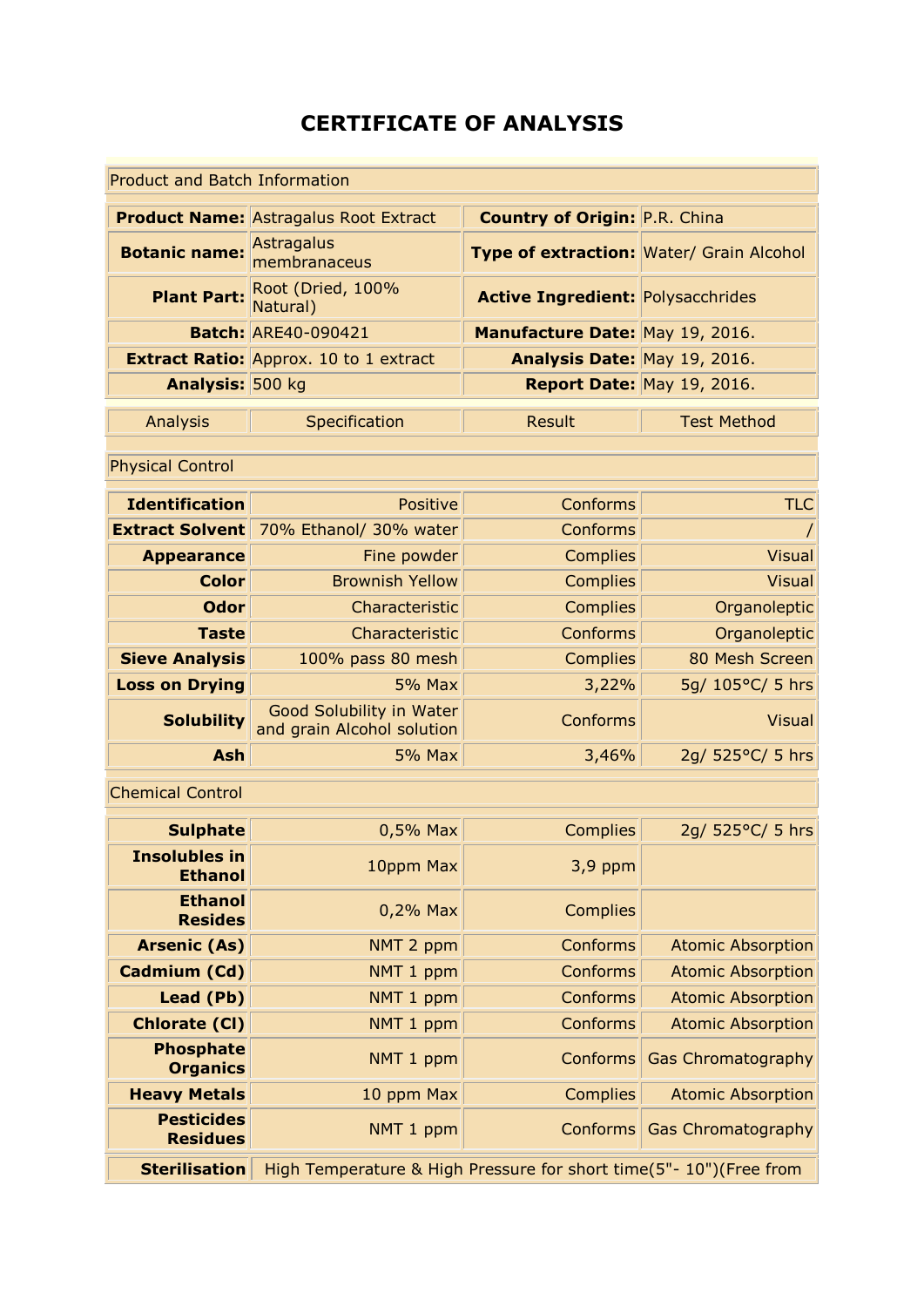# CERTIFICATE OF ANALYSIS

| Product and Batch Information | | | |
|---|---|---|---|
| **Product Name:** | Astragalus Root Extract | **Country of Origin:** | P.R. China |
| **Botanic name:** | Astragalus membranaceus | **Type of extraction:** | Water/ Grain Alcohol |
| **Plant Part:** | Root (Dried, 100% Natural) | **Active Ingredient:** | Polysacchrides |
| **Batch:** | ARE40-090421 | **Manufacture Date:** | May 19, 2016. |
| **Extract Ratio:** | Approx. 10 to 1 extract | **Analysis Date:** | May 19, 2016. |
| **Analysis:** | 500 kg | **Report Date:** | May 19, 2016. |

| Analysis | Specification | Result | Test Method |
|---|---|---|---|
| Physical Control | | | |
| **Identification** | Positive | Conforms | TLC |
| **Extract Solvent** | 70% Ethanol/ 30% water | Conforms | / |
| **Appearance** | Fine powder | Complies | Visual |
| **Color** | Brownish Yellow | Complies | Visual |
| **Odor** | Characteristic | Complies | Organoleptic |
| **Taste** | Characteristic | Conforms | Organoleptic |
| **Sieve Analysis** | 100% pass 80 mesh | Complies | 80 Mesh Screen |
| **Loss on Drying** | 5% Max | 3,22% | 5g/ 105°C/ 5 hrs |
| **Solubility** | Good Solubility in Water and grain Alcohol solution | Conforms | Visual |
| **Ash** | 5% Max | 3,46% | 2g/ 525°C/ 5 hrs |
| Chemical Control | | | |
| **Sulphate** | 0,5% Max | Complies | 2g/ 525°C/ 5 hrs |
| **Insolubles in Ethanol** | 10ppm Max | 3,9 ppm | |
| **Ethanol Resides** | 0,2% Max | Complies | |
| **Arsenic (As)** | NMT 2 ppm | Conforms | Atomic Absorption |
| **Cadmium (Cd)** | NMT 1 ppm | Conforms | Atomic Absorption |
| **Lead (Pb)** | NMT 1 ppm | Conforms | Atomic Absorption |
| **Chlorate (Cl)** | NMT 1 ppm | Conforms | Atomic Absorption |
| **Phosphate Organics** | NMT 1 ppm | Conforms | Gas Chromatography |
| **Heavy Metals** | 10 ppm Max | Complies | Atomic Absorption |
| **Pesticides Residues** | NMT 1 ppm | Conforms | Gas Chromatography |
| **Sterilisation** | High Temperature & High Pressure for short time(5"- 10")(Free from | | |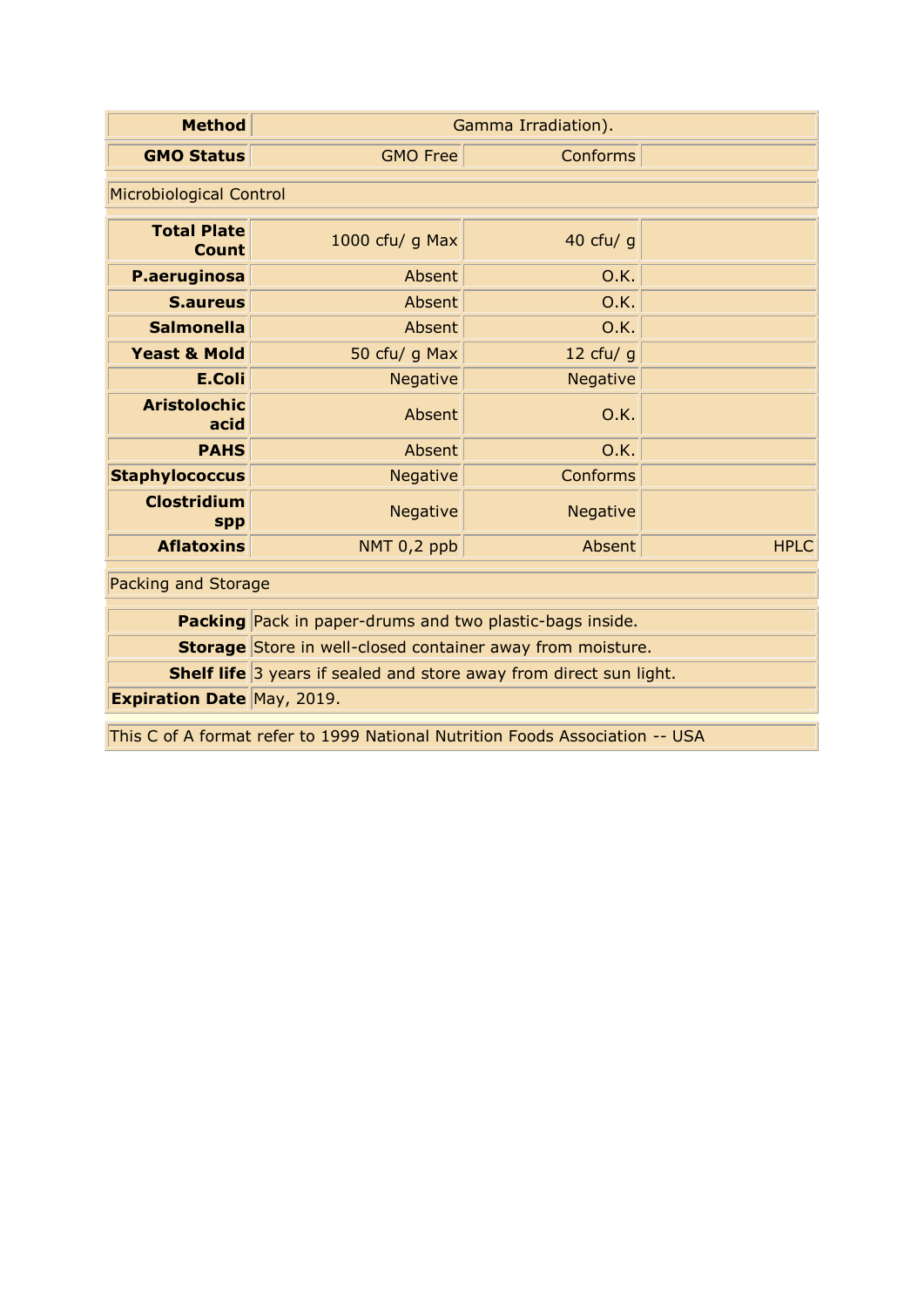| | | | |
|---|---|---|---|
| **Method** | Gamma Irradiation). | | |
| **GMO Status** | GMO Free | Conforms | |

Microbiological Control

| | | | |
|---|---|---|---|
| **Total Plate Count** | 1000 cfu/ g Max | 40 cfu/ g | |
| **P.aeruginosa** | Absent | O.K. | |
| **S.aureus** | Absent | O.K. | |
| **Salmonella** | Absent | O.K. | |
| **Yeast & Mold** | 50 cfu/ g Max | 12 cfu/ g | |
| **E.Coli** | Negative | Negative | |
| **Aristolochic acid** | Absent | O.K. | |
| **PAHS** | Absent | O.K. | |
| **Staphylococcus** | Negative | Conforms | |
| **Clostridium spp** | Negative | Negative | |
| **Aflatoxins** | NMT 0,2 ppb | Absent | HPLC |

Packing and Storage

| | |
|---|---|
| **Packing** | Pack in paper-drums and two plastic-bags inside. |
| **Storage** | Store in well-closed container away from moisture. |
| **Shelf life** | 3 years if sealed and store away from direct sun light. |
| **Expiration Date** | May, 2019. |

This C of A format refer to 1999 National Nutrition Foods Association -- USA